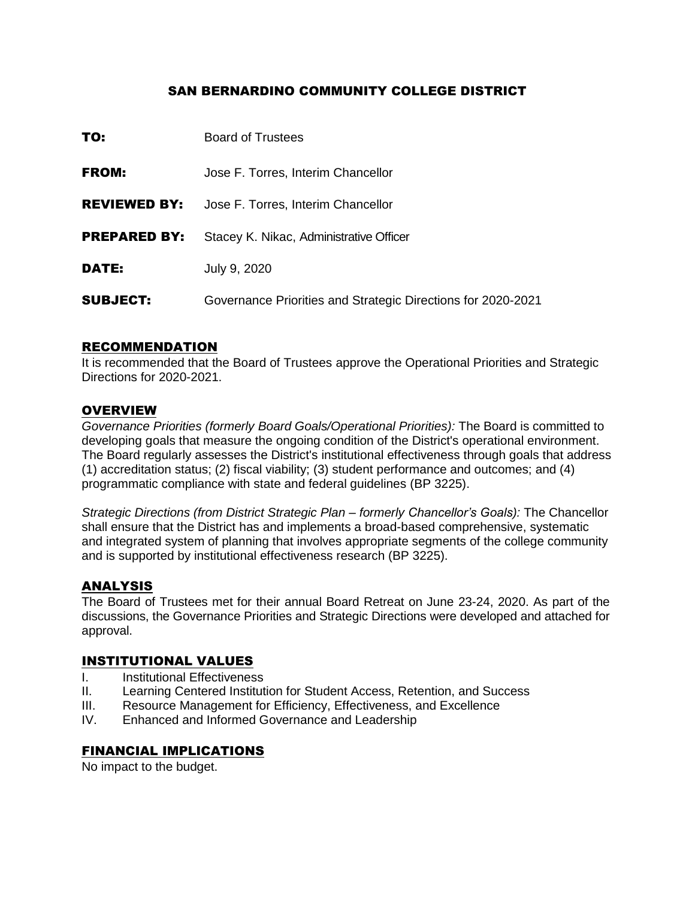# SAN BERNARDINO COMMUNITY COLLEGE DISTRICT

**TO:** Board of Trustees

**FROM:** Jose F. Torres, Interim Chancellor

**REVIEWED BY:** Jose F. Torres, Interim Chancellor

**PREPARED BY:** Stacey K. Nikac, Administrative Officer

**DATE:** July 9, 2020

**SUBJECT:** Governance Priorities and Strategic Directions for 2020-2021

## RECOMMENDATION

It is recommended that the Board of Trustees approve the Operational Priorities and Strategic Directions for 2020-2021.

## OVERVIEW

*Governance Priorities (formerly Board Goals/Operational Priorities):* The Board is committed to developing goals that measure the ongoing condition of the District's operational environment. The Board regularly assesses the District's institutional effectiveness through goals that address (1) accreditation status; (2) fiscal viability; (3) student performance and outcomes; and (4) programmatic compliance with state and federal guidelines (BP 3225).

*Strategic Directions (from District Strategic Plan – formerly Chancellor's Goals):* The Chancellor shall ensure that the District has and implements a broad-based comprehensive, systematic and integrated system of planning that involves appropriate segments of the college community and is supported by institutional effectiveness research (BP 3225).

## ANALYSIS

The Board of Trustees met for their annual Board Retreat on June 23-24, 2020. As part of the discussions, the Governance Priorities and Strategic Directions were developed and attached for approval.

## INSTITUTIONAL VALUES

I. Institutional Effectiveness
II. Learning Centered Institution for Student Access, Retention, and Success
III. Resource Management for Efficiency, Effectiveness, and Excellence
IV. Enhanced and Informed Governance and Leadership

## FINANCIAL IMPLICATIONS

No impact to the budget.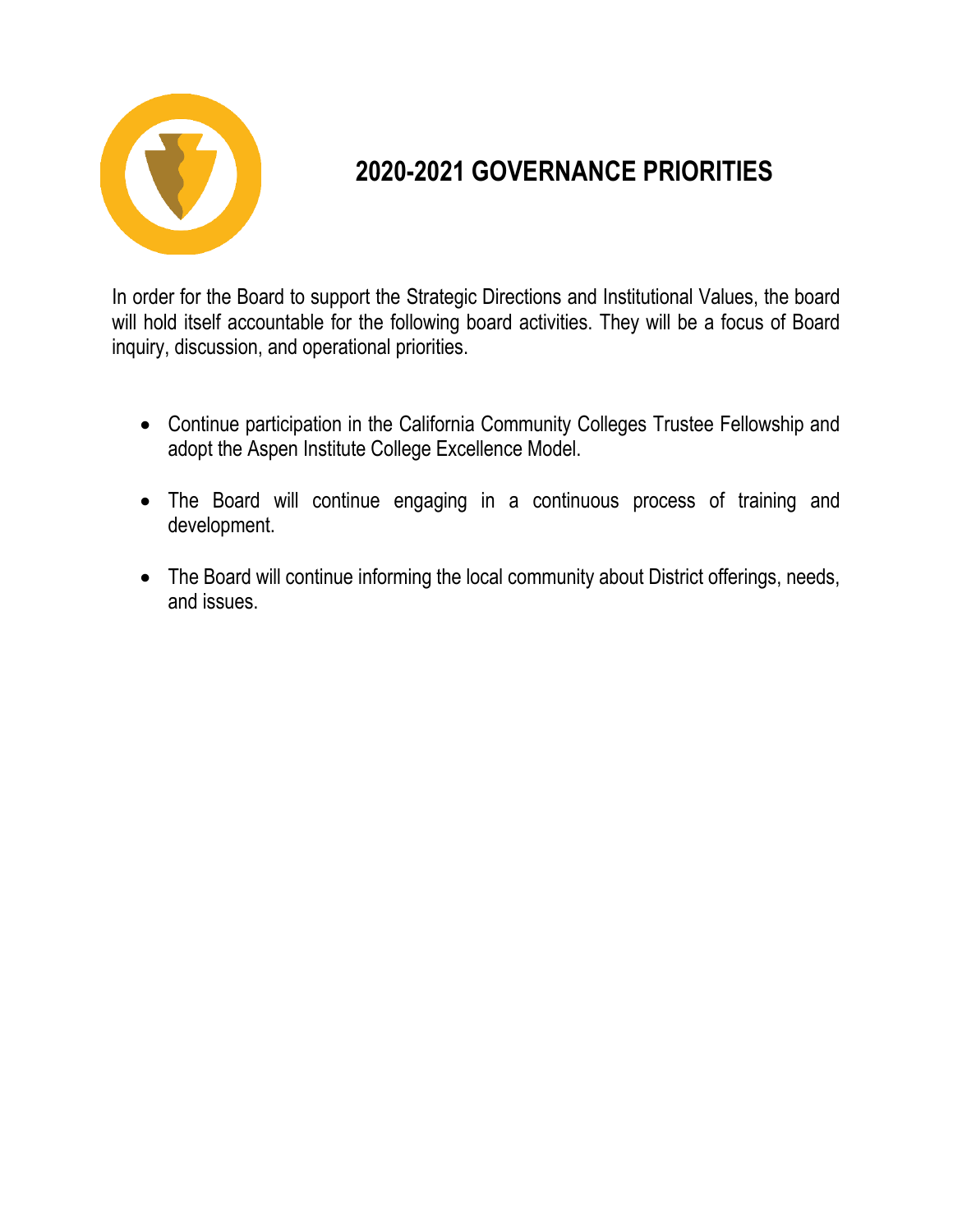# 2020-2021 GOVERNANCE PRIORITIES

In order for the Board to support the Strategic Directions and Institutional Values, the board will hold itself accountable for the following board activities. They will be a focus of Board inquiry, discussion, and operational priorities.

- Continue participation in the California Community Colleges Trustee Fellowship and adopt the Aspen Institute College Excellence Model.
- The Board will continue engaging in a continuous process of training and development.
- The Board will continue informing the local community about District offerings, needs, and issues.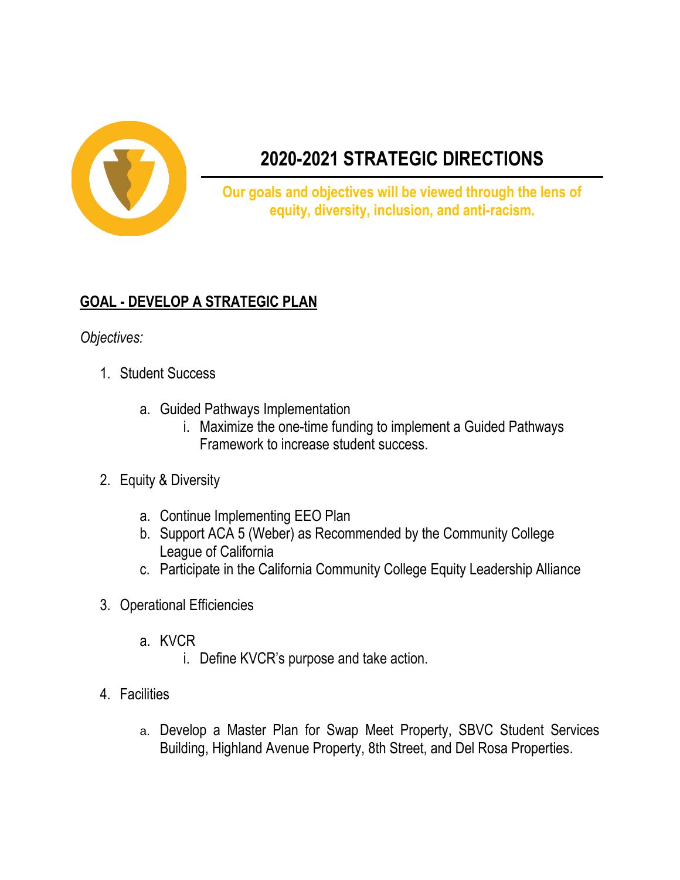# 2020-2021 STRATEGIC DIRECTIONS

**Our goals and objectives will be viewed through the lens of equity, diversity, inclusion, and anti-racism.**

## GOAL - DEVELOP A STRATEGIC PLAN

*Objectives:*

1. Student Success
   a. Guided Pathways Implementation
      i. Maximize the one-time funding to implement a Guided Pathways Framework to increase student success.
2. Equity & Diversity
   a. Continue Implementing EEO Plan
   b. Support ACA 5 (Weber) as Recommended by the Community College League of California
   c. Participate in the California Community College Equity Leadership Alliance
3. Operational Efficiencies
   a. KVCR
      i. Define KVCR's purpose and take action.
4. Facilities
   a. Develop a Master Plan for Swap Meet Property, SBVC Student Services Building, Highland Avenue Property, 8th Street, and Del Rosa Properties.